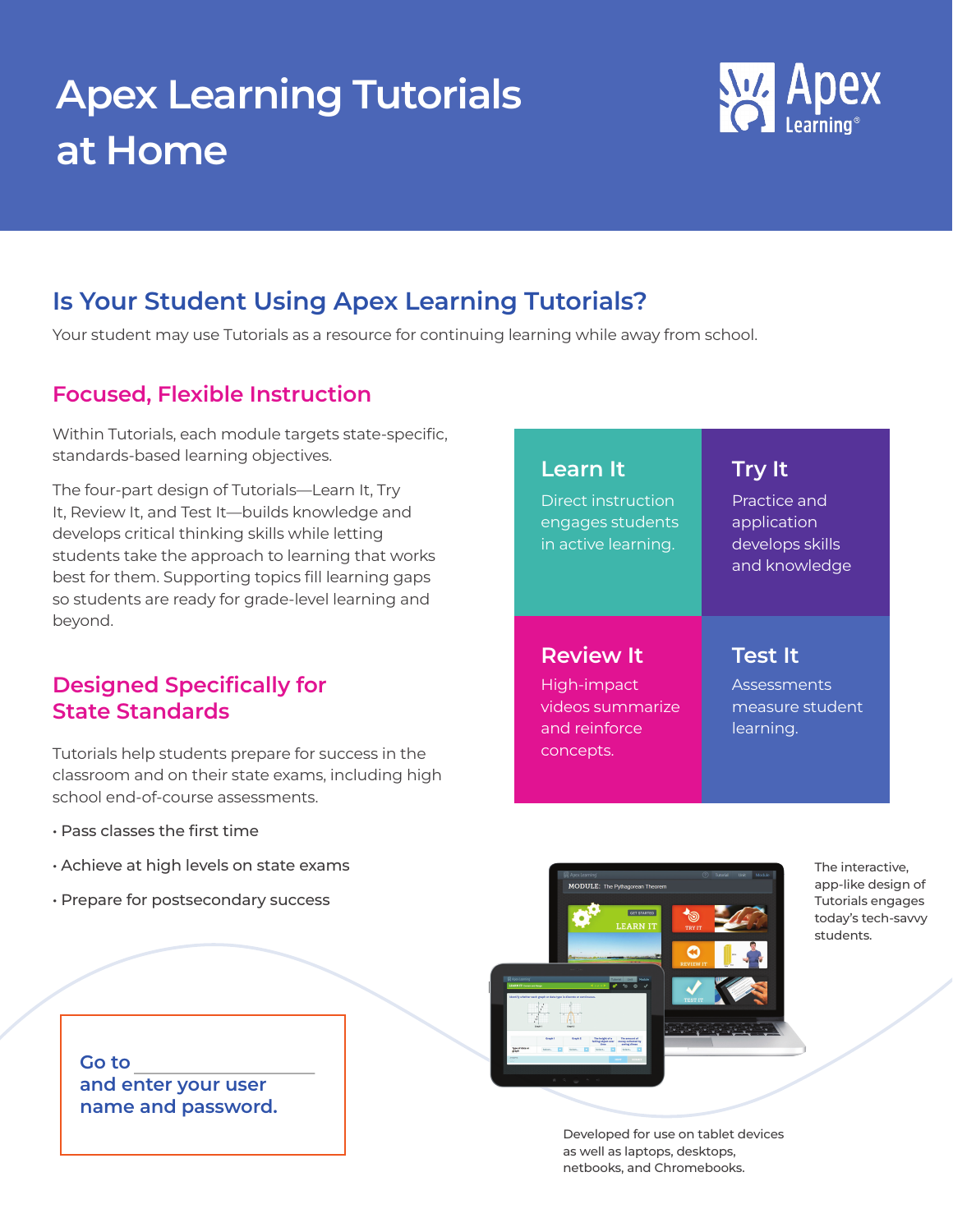# Apex Learning Tutorials at Home

## Is Your Student Using Apex Learning Tutorials?

Your student may use Tutorials as a resource for continuing learning while away from school.

### Focused, Flexible Instruction

Within Tutorials, each module targets state-specific, standards-based learning objectives.

The four-part design of Tutorials—Learn It, Try It, Review It, and Test It—builds knowledge and develops critical thinking skills while letting students take the approach to learning that works best for them. Supporting topics fill learning gaps so students are ready for grade-level learning and beyond.

**Learn It**
Direct instruction engages students in active learning.

**Try It**
Practice and application develops skills and knowledge

**Review It**
High-impact videos summarize and reinforce concepts.

**Test It**
Assessments measure student learning.

### Designed Specifically for State Standards

Tutorials help students prepare for success in the classroom and on their state exams, including high school end-of-course assessments.

- Pass classes the first time
- Achieve at high levels on state exams
- Prepare for postsecondary success

The interactive, app-like design of Tutorials engages today's tech-savvy students.

Developed for use on tablet devices as well as laptops, desktops, netbooks, and Chromebooks.

Go to ____________________ and enter your user name and password.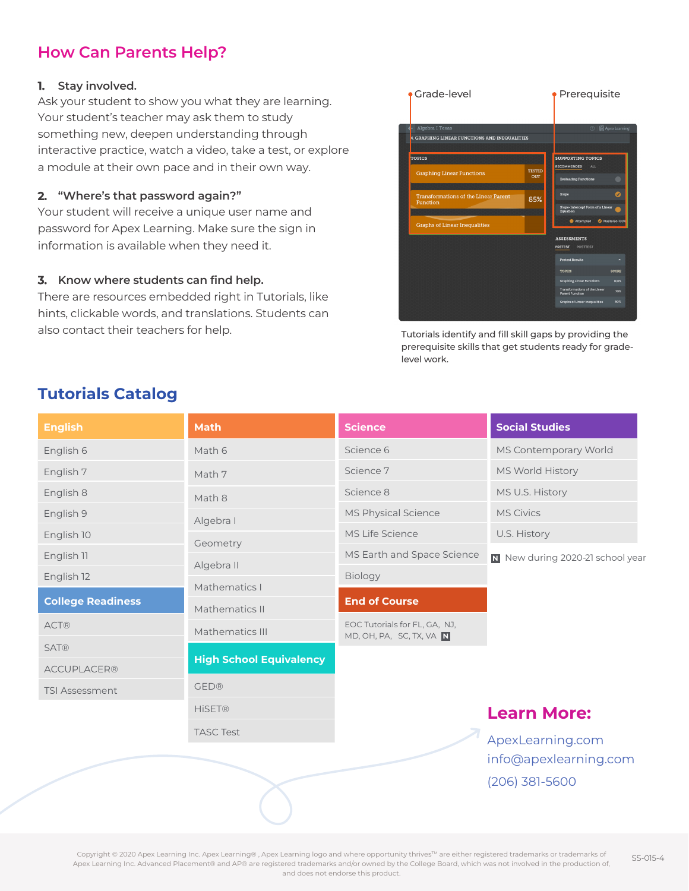## How Can Parents Help?

1. **Stay involved.**
Ask your student to show you what they are learning. Your student's teacher may ask them to study something new, deepen understanding through interactive practice, watch a video, take a test, or explore a module at their own pace and in their own way.

2. **"Where's that password again?"**
Your student will receive a unique user name and password for Apex Learning. Make sure the sign in information is available when they need it.

3. **Know where students can find help.**
There are resources embedded right in Tutorials, like hints, clickable words, and translations. Students can also contact their teachers for help.

Grade-level

Prerequisite

Tutorials identify and fill skill gaps by providing the prerequisite skills that get students ready for grade-level work.

## Tutorials Catalog

**English**
- English 6
- English 7
- English 8
- English 9
- English 10
- English 11
- English 12

**College Readiness**
- ACT®
- SAT®
- ACCUPLACER®
- TSI Assessment

**Math**
- Math 6
- Math 7
- Math 8
- Algebra I
- Geometry
- Algebra II
- Mathematics I
- Mathematics II
- Mathematics III

**High School Equivalency**
- GED®
- HiSET®
- TASC Test

**Science**
- Science 6
- Science 7
- Science 8
- MS Physical Science
- MS Life Science
- MS Earth and Space Science
- Biology

**End of Course**
- EOC Tutorials for FL, GA, NJ, MD, OH, PA, SC, TX, VA N

**Social Studies**
- MS Contemporary World
- MS World History
- MS U.S. History
- MS Civics
- U.S. History

N New during 2020-21 school year

## Learn More:

ApexLearning.com
info@apexlearning.com
(206) 381-5600

Copyright © 2020 Apex Learning Inc. Apex Learning® , Apex Learning logo and where opportunity thrives™ are either registered trademarks or trademarks of Apex Learning Inc. Advanced Placement® and AP® are registered trademarks and/or owned by the College Board, which was not involved in the production of, and does not endorse this product.

SS-015-4